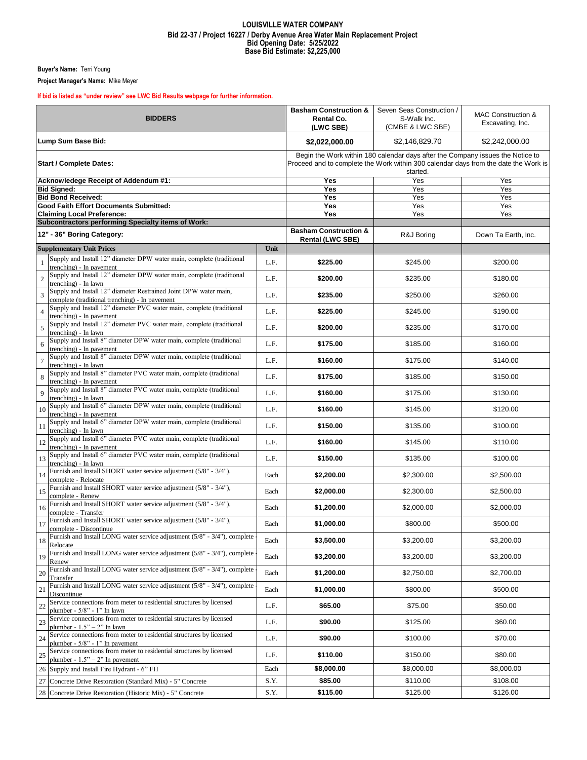# LOUISVILLE WATER COMPANY

**Bid 22-37 / Project 16227 / Derby Avenue Area Water Main Replacement Project**
**Bid Opening Date: 5/25/2022**
**Base Bid Estimate: $2,225,000**

**Buyer's Name:** Terri Young

**Project Manager's Name:** Mike Meyer

**If bid is listed as "under review" see LWC Bid Results webpage for further information.**

| | BIDDERS | | Basham Construction & Rental Co. (LWC SBE) | Seven Seas Construction / S-Walk Inc. (CMBE & LWC SBE) | MAC Construction & Excavating, Inc. |
|---|---|---|---|---|---|
| | **Lump Sum Base Bid:** | | **$2,022,000.00** | $2,146,829.70 | $2,242,000.00 |
| | **Start / Complete Dates:** | | Begin the Work within 180 calendar days after the Company issues the Notice to Proceed and to complete the Work within 300 calendar days from the date the Work is started. | | |
| | **Acknowledege Receipt of Addendum #1:** | | **Yes** | Yes | Yes |
| | **Bid Signed:** | | **Yes** | Yes | Yes |
| | **Bid Bond Received:** | | **Yes** | Yes | Yes |
| | **Good Faith Effort Documents Submitted:** | | **Yes** | Yes | Yes |
| | **Claiming Local Preference:** | | **Yes** | Yes | Yes |
| | **Subcontractors performing Specialty items of Work:** | | | | |
| | **12" - 36" Boring Category:** | | **Basham Construction & Rental (LWC SBE)** | R&J Boring | Down Ta Earth, Inc. |
| | **Supplementary Unit Prices** | **Unit** | | | |
| 1 | Supply and Install 12" diameter DPW water main, complete (traditional trenching) - In pavement | L.F. | **$225.00** | $245.00 | $200.00 |
| 2 | Supply and Install 12" diameter DPW water main, complete (traditional trenching) - In lawn | L.F. | **$200.00** | $235.00 | $180.00 |
| 3 | Supply and Install 12" diameter Restrained Joint DPW water main, complete (traditional trenching) - In pavement | L.F. | **$235.00** | $250.00 | $260.00 |
| 4 | Supply and Install 12" diameter PVC water main, complete (traditional trenching) - In pavement | L.F. | **$225.00** | $245.00 | $190.00 |
| 5 | Supply and Install 12" diameter PVC water main, complete (traditional trenching) - In lawn | L.F. | **$200.00** | $235.00 | $170.00 |
| 6 | Supply and Install 8" diameter DPW water main, complete (traditional trenching) - In pavement | L.F. | **$175.00** | $185.00 | $160.00 |
| 7 | Supply and Install 8" diameter DPW water main, complete (traditional trenching) - In lawn | L.F. | **$160.00** | $175.00 | $140.00 |
| 8 | Supply and Install 8" diameter PVC water main, complete (traditional trenching) - In pavement | L.F. | **$175.00** | $185.00 | $150.00 |
| 9 | Supply and Install 8" diameter PVC water main, complete (traditional trenching) - In lawn | L.F. | **$160.00** | $175.00 | $130.00 |
| 10 | Supply and Install 6" diameter DPW water main, complete (traditional trenching) - In pavement | L.F. | **$160.00** | $145.00 | $120.00 |
| 11 | Supply and Install 6" diameter DPW water main, complete (traditional trenching) - In lawn | L.F. | **$150.00** | $135.00 | $100.00 |
| 12 | Supply and Install 6" diameter PVC water main, complete (traditional trenching) - In pavement | L.F. | **$160.00** | $145.00 | $110.00 |
| 13 | Supply and Install 6" diameter PVC water main, complete (traditional trenching) - In lawn | L.F. | **$150.00** | $135.00 | $100.00 |
| 14 | Furnish and Install SHORT water service adjustment (5/8" - 3/4"), complete - Relocate | Each | **$2,200.00** | $2,300.00 | $2,500.00 |
| 15 | Furnish and Install SHORT water service adjustment (5/8" - 3/4"), complete - Renew | Each | **$2,000.00** | $2,300.00 | $2,500.00 |
| 16 | Furnish and Install SHORT water service adjustment (5/8" - 3/4"), complete - Transfer | Each | **$1,200.00** | $2,000.00 | $2,000.00 |
| 17 | Furnish and Install SHORT water service adjustment (5/8" - 3/4"), complete - Discontinue | Each | **$1,000.00** | $800.00 | $500.00 |
| 18 | Furnish and Install LONG water service adjustment (5/8" - 3/4"), complete - Relocate | Each | **$3,500.00** | $3,200.00 | $3,200.00 |
| 19 | Furnish and Install LONG water service adjustment (5/8" - 3/4"), complete - Renew | Each | **$3,200.00** | $3,200.00 | $3,200.00 |
| 20 | Furnish and Install LONG water service adjustment (5/8" - 3/4"), complete - Transfer | Each | **$1,200.00** | $2,750.00 | $2,700.00 |
| 21 | Furnish and Install LONG water service adjustment (5/8" - 3/4"), complete - Discontinue | Each | **$1,000.00** | $800.00 | $500.00 |
| 22 | Service connections from meter to residential structures by licensed plumber - 5/8" - 1" In lawn | L.F. | **$65.00** | $75.00 | $50.00 |
| 23 | Service connections from meter to residential structures by licensed plumber - 1.5" – 2" In lawn | L.F. | **$90.00** | $125.00 | $60.00 |
| 24 | Service connections from meter to residential structures by licensed plumber - 5/8" - 1" In pavement | L.F. | **$90.00** | $100.00 | $70.00 |
| 25 | Service connections from meter to residential structures by licensed plumber - 1.5" – 2" In pavement | L.F. | **$110.00** | $150.00 | $80.00 |
| 26 | Supply and Install Fire Hydrant - 6" FH | Each | **$8,000.00** | $8,000.00 | $8,000.00 |
| 27 | Concrete Drive Restoration (Standard Mix) - 5" Concrete | S.Y. | **$85.00** | $110.00 | $108.00 |
| 28 | Concrete Drive Restoration (Historic Mix) - 5" Concrete | S.Y. | **$115.00** | $125.00 | $126.00 |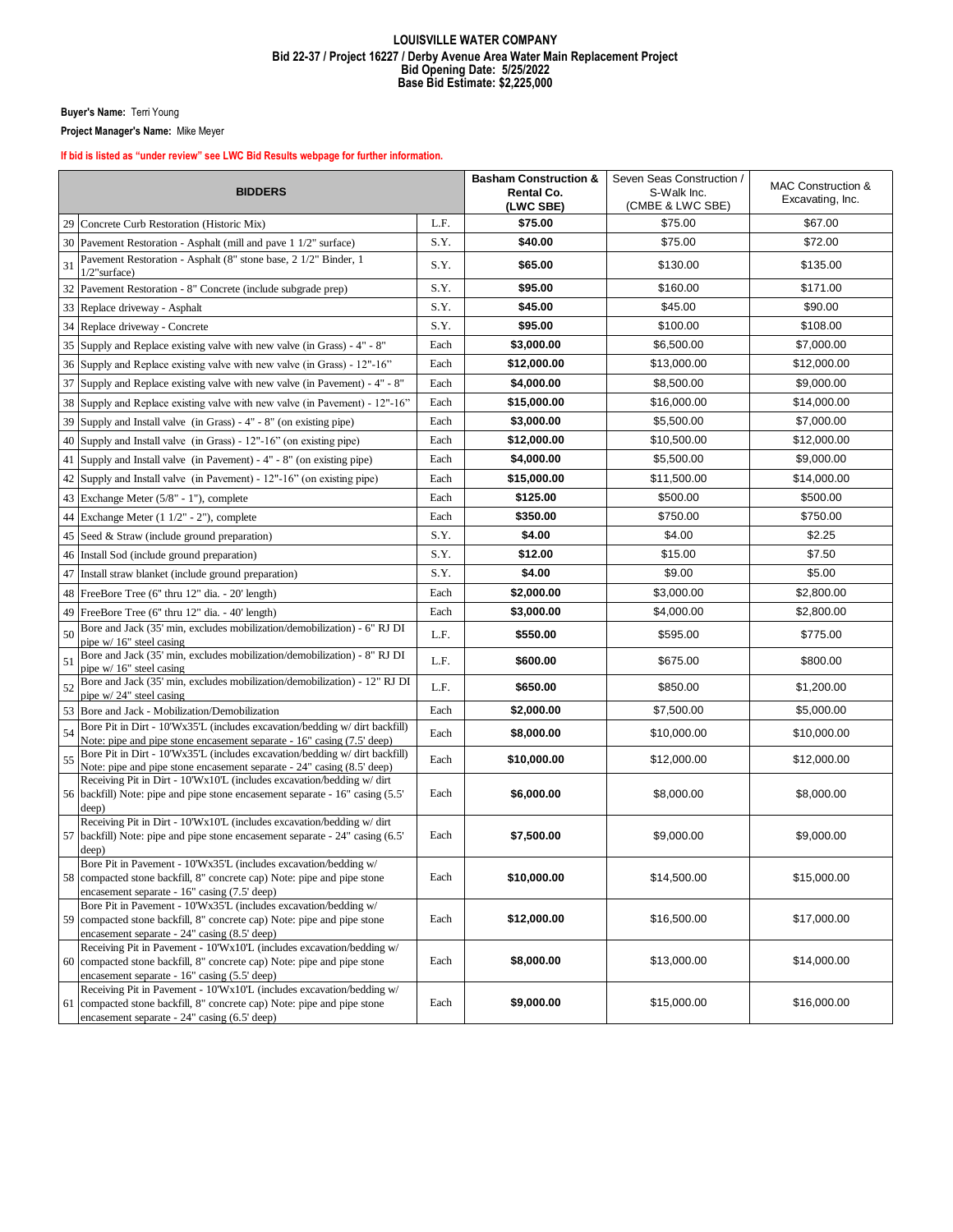**LOUISVILLE WATER COMPANY**
**Bid 22-37 / Project 16227 / Derby Avenue Area Water Main Replacement Project**
**Bid Opening Date: 5/25/2022**
**Base Bid Estimate: $2,225,000**

**Buyer's Name:** Terri Young

**Project Manager's Name:** Mike Meyer

**If bid is listed as "under review" see LWC Bid Results webpage for further information.**

| BIDDERS | | | Basham Construction & Rental Co. (LWC SBE) | Seven Seas Construction / S-Walk Inc. (CMBE & LWC SBE) | MAC Construction & Excavating, Inc. |
|---|---|---|---|---|---|
| 29 | Concrete Curb Restoration (Historic Mix) | L.F. | **$75.00** | $75.00 | $67.00 |
| 30 | Pavement Restoration - Asphalt (mill and pave 1 1/2" surface) | S.Y. | **$40.00** | $75.00 | $72.00 |
| 31 | Pavement Restoration - Asphalt (8" stone base, 2 1/2" Binder, 1 1/2"surface) | S.Y. | **$65.00** | $130.00 | $135.00 |
| 32 | Pavement Restoration - 8" Concrete (include subgrade prep) | S.Y. | **$95.00** | $160.00 | $171.00 |
| 33 | Replace driveway - Asphalt | S.Y. | **$45.00** | $45.00 | $90.00 |
| 34 | Replace driveway - Concrete | S.Y. | **$95.00** | $100.00 | $108.00 |
| 35 | Supply and Replace existing valve with new valve (in Grass) - 4" - 8" | Each | **$3,000.00** | $6,500.00 | $7,000.00 |
| 36 | Supply and Replace existing valve with new valve (in Grass) - 12"-16" | Each | **$12,000.00** | $13,000.00 | $12,000.00 |
| 37 | Supply and Replace existing valve with new valve (in Pavement) - 4" - 8" | Each | **$4,000.00** | $8,500.00 | $9,000.00 |
| 38 | Supply and Replace existing valve with new valve (in Pavement) - 12"-16" | Each | **$15,000.00** | $16,000.00 | $14,000.00 |
| 39 | Supply and Install valve (in Grass) - 4" - 8" (on existing pipe) | Each | **$3,000.00** | $5,500.00 | $7,000.00 |
| 40 | Supply and Install valve (in Grass) - 12"-16" (on existing pipe) | Each | **$12,000.00** | $10,500.00 | $12,000.00 |
| 41 | Supply and Install valve (in Pavement) - 4" - 8" (on existing pipe) | Each | **$4,000.00** | $5,500.00 | $9,000.00 |
| 42 | Supply and Install valve (in Pavement) - 12"-16" (on existing pipe) | Each | **$15,000.00** | $11,500.00 | $14,000.00 |
| 43 | Exchange Meter (5/8" - 1"), complete | Each | **$125.00** | $500.00 | $500.00 |
| 44 | Exchange Meter (1 1/2" - 2"), complete | Each | **$350.00** | $750.00 | $750.00 |
| 45 | Seed & Straw (include ground preparation) | S.Y. | **$4.00** | $4.00 | $2.25 |
| 46 | Install Sod (include ground preparation) | S.Y. | **$12.00** | $15.00 | $7.50 |
| 47 | Install straw blanket (include ground preparation) | S.Y. | **$4.00** | $9.00 | $5.00 |
| 48 | FreeBore Tree (6" thru 12" dia. - 20' length) | Each | **$2,000.00** | $3,000.00 | $2,800.00 |
| 49 | FreeBore Tree (6" thru 12" dia. - 40' length) | Each | **$3,000.00** | $4,000.00 | $2,800.00 |
| 50 | Bore and Jack (35' min, excludes mobilization/demobilization) - 6" RJ DI pipe w/ 16" steel casing | L.F. | **$550.00** | $595.00 | $775.00 |
| 51 | Bore and Jack (35' min, excludes mobilization/demobilization) - 8" RJ DI pipe w/ 16" steel casing | L.F. | **$600.00** | $675.00 | $800.00 |
| 52 | Bore and Jack (35' min, excludes mobilization/demobilization) - 12" RJ DI pipe w/ 24" steel casing | L.F. | **$650.00** | $850.00 | $1,200.00 |
| 53 | Bore and Jack - Mobilization/Demobilization | Each | **$2,000.00** | $7,500.00 | $5,000.00 |
| 54 | Bore Pit in Dirt - 10'Wx35'L (includes excavation/bedding w/ dirt backfill) Note: pipe and pipe stone encasement separate - 16" casing (7.5' deep) | Each | **$8,000.00** | $10,000.00 | $10,000.00 |
| 55 | Bore Pit in Dirt - 10'Wx35'L (includes excavation/bedding w/ dirt backfill) Note: pipe and pipe stone encasement separate - 24" casing (8.5' deep) | Each | **$10,000.00** | $12,000.00 | $12,000.00 |
| 56 | Receiving Pit in Dirt - 10'Wx10'L (includes excavation/bedding w/ dirt backfill) Note: pipe and pipe stone encasement separate - 16" casing (5.5' deep) | Each | **$6,000.00** | $8,000.00 | $8,000.00 |
| 57 | Receiving Pit in Dirt - 10'Wx10'L (includes excavation/bedding w/ dirt backfill) Note: pipe and pipe stone encasement separate - 24" casing (6.5' deep) | Each | **$7,500.00** | $9,000.00 | $9,000.00 |
| 58 | Bore Pit in Pavement - 10'Wx35'L (includes excavation/bedding w/ compacted stone backfill, 8" concrete cap) Note: pipe and pipe stone encasement separate - 16" casing (7.5' deep) | Each | **$10,000.00** | $14,500.00 | $15,000.00 |
| 59 | Bore Pit in Pavement - 10'Wx35'L (includes excavation/bedding w/ compacted stone backfill, 8" concrete cap) Note: pipe and pipe stone encasement separate - 24" casing (8.5' deep) | Each | **$12,000.00** | $16,500.00 | $17,000.00 |
| 60 | Receiving Pit in Pavement - 10'Wx10'L (includes excavation/bedding w/ compacted stone backfill, 8" concrete cap) Note: pipe and pipe stone encasement separate - 16" casing (5.5' deep) | Each | **$8,000.00** | $13,000.00 | $14,000.00 |
| 61 | Receiving Pit in Pavement - 10'Wx10'L (includes excavation/bedding w/ compacted stone backfill, 8" concrete cap) Note: pipe and pipe stone encasement separate - 24" casing (6.5' deep) | Each | **$9,000.00** | $15,000.00 | $16,000.00 |